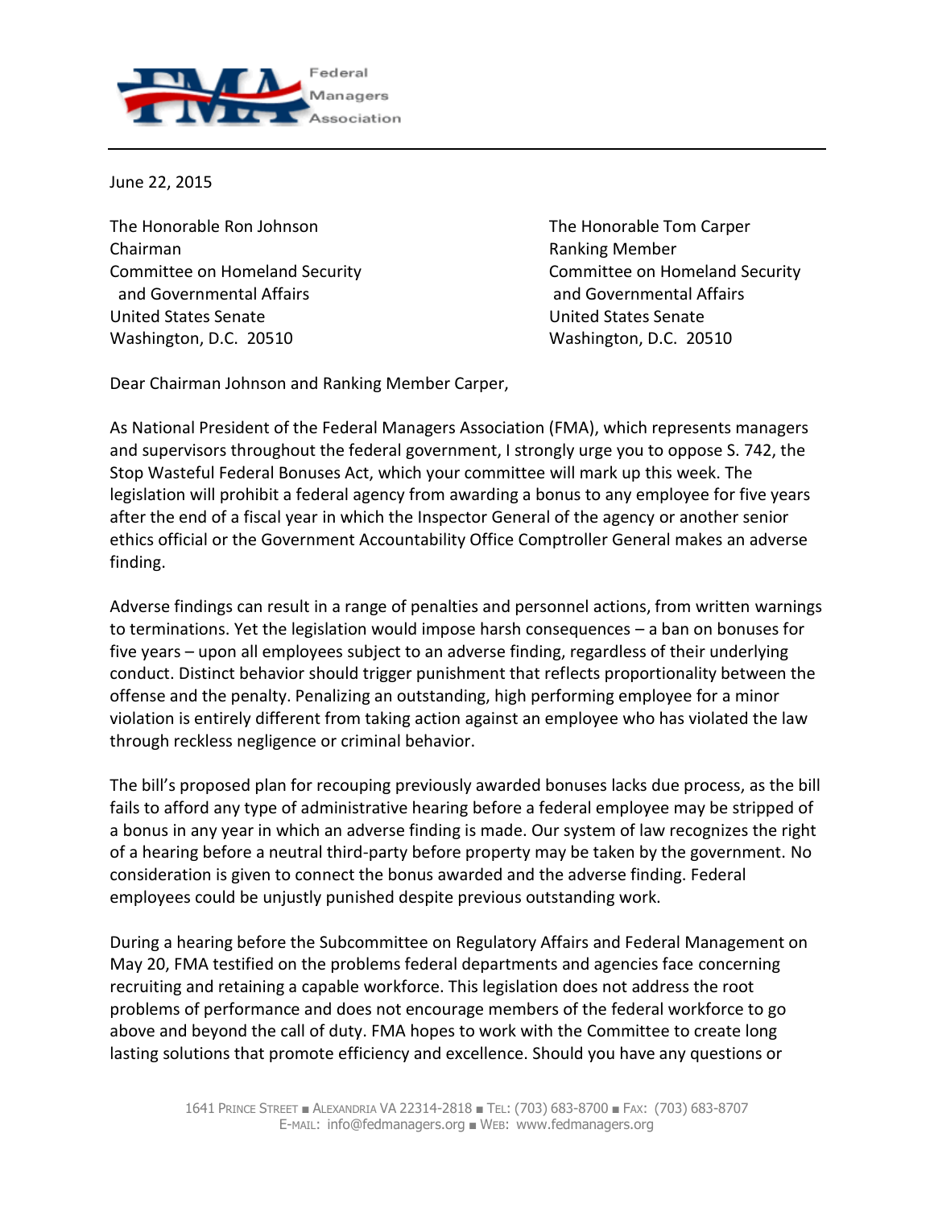Federal Managers Association

June 22, 2015

The Honorable Ron Johnson
Chairman
Committee on Homeland Security
and Governmental Affairs
United States Senate
Washington, D.C. 20510

The Honorable Tom Carper
Ranking Member
Committee on Homeland Security
and Governmental Affairs
United States Senate
Washington, D.C. 20510

Dear Chairman Johnson and Ranking Member Carper,

As National President of the Federal Managers Association (FMA), which represents managers and supervisors throughout the federal government, I strongly urge you to oppose S. 742, the Stop Wasteful Federal Bonuses Act, which your committee will mark up this week. The legislation will prohibit a federal agency from awarding a bonus to any employee for five years after the end of a fiscal year in which the Inspector General of the agency or another senior ethics official or the Government Accountability Office Comptroller General makes an adverse finding.

Adverse findings can result in a range of penalties and personnel actions, from written warnings to terminations. Yet the legislation would impose harsh consequences – a ban on bonuses for five years – upon all employees subject to an adverse finding, regardless of their underlying conduct. Distinct behavior should trigger punishment that reflects proportionality between the offense and the penalty. Penalizing an outstanding, high performing employee for a minor violation is entirely different from taking action against an employee who has violated the law through reckless negligence or criminal behavior.

The bill's proposed plan for recouping previously awarded bonuses lacks due process, as the bill fails to afford any type of administrative hearing before a federal employee may be stripped of a bonus in any year in which an adverse finding is made. Our system of law recognizes the right of a hearing before a neutral third-party before property may be taken by the government. No consideration is given to connect the bonus awarded and the adverse finding. Federal employees could be unjustly punished despite previous outstanding work.

During a hearing before the Subcommittee on Regulatory Affairs and Federal Management on May 20, FMA testified on the problems federal departments and agencies face concerning recruiting and retaining a capable workforce. This legislation does not address the root problems of performance and does not encourage members of the federal workforce to go above and beyond the call of duty. FMA hopes to work with the Committee to create long lasting solutions that promote efficiency and excellence. Should you have any questions or

1641 Prince Street ■ Alexandria VA 22314-2818 ■ Tel: (703) 683-8700 ■ Fax: (703) 683-8707
E-mail: info@fedmanagers.org ■ Web: www.fedmanagers.org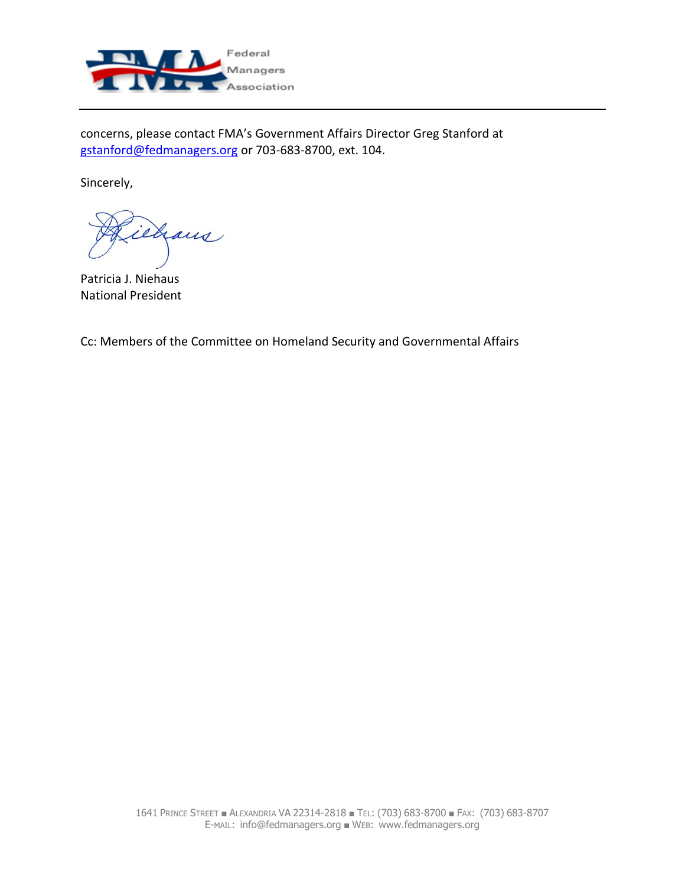concerns, please contact FMA's Government Affairs Director Greg Stanford at gstanford@fedmanagers.org or 703-683-8700, ext. 104.

Sincerely,

Patricia J. Niehaus
National President

Cc: Members of the Committee on Homeland Security and Governmental Affairs